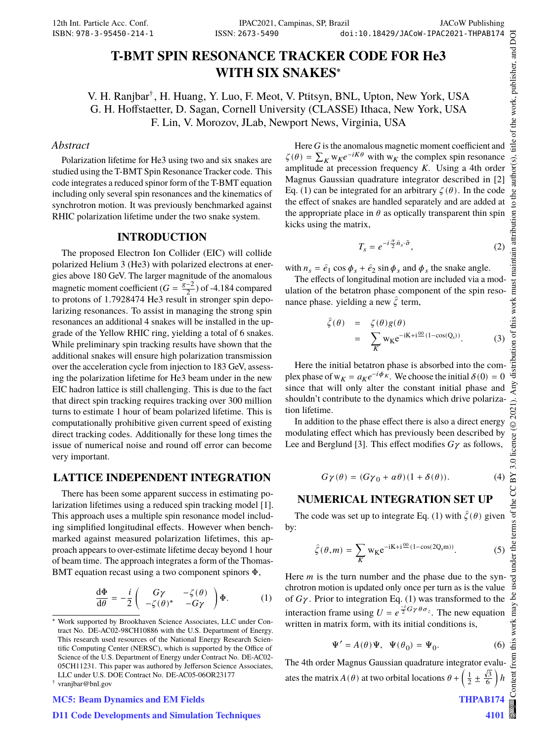# T-BMT SPIN RESONANCE TRACKER CODE FOR He3 WITH SIX SNAKES*

V. H. Ranjbar†, H. Huang, Y. Luo, F. Meot, V. Ptitsyn, BNL, Upton, New York, USA
G. H. Hoffstaetter, D. Sagan, Cornell University (CLASSE) Ithaca, New York, USA
F. Lin, V. Morozov, JLab, Newport News, Virginia, USA

## Abstract

Polarization lifetime for He3 using two and six snakes are studied using the T-BMT Spin Resonance Tracker code. This code integrates a reduced spinor form of the T-BMT equation including only several spin resonances and the kinematics of synchrotron motion. It was previously benchmarked against RHIC polarization lifetime under the two snake system.

## INTRODUCTION

The proposed Electron Ion Collider (EIC) will collide polarized Helium 3 (He3) with polarized electrons at energies above 180 GeV. The larger magnitude of the anomalous magnetic moment coefficient ($G = \frac{g-2}{2}$) of -4.184 compared to protons of 1.7928474 He3 result in stronger spin depolarizing resonances. To assist in managing the strong spin resonances an additional 4 snakes will be installed in the upgrade of the Yellow RHIC ring, yielding a total of 6 snakes. While preliminary spin tracking results have shown that the additional snakes will ensure high polarization transmission over the acceleration cycle from injection to 183 GeV, assessing the polarization lifetime for He3 beam under in the new EIC hadron lattice is still challenging. This is due to the fact that direct spin tracking requires tracking over 300 million turns to estimate 1 hour of beam polarized lifetime. This is computationally prohibitive given current speed of existing direct tracking codes. Additionally for these long times the issue of numerical noise and round off error can become very important.

## LATTICE INDEPENDENT INTEGRATION

There has been some apparent success in estimating polarization lifetimes using a reduced spin tracking model [1]. This approach uses a multiple spin resonance model including simplified longitudinal effects. However when benchmarked against measured polarization lifetimes, this approach appears to over-estimate lifetime decay beyond 1 hour of beam time. The approach integrates a form of the Thomas-BMT equation recast using a two component spinors $\Phi$,

$$\frac{d\Phi}{d\theta} = -\frac{i}{2}\begin{pmatrix} G\gamma & -\zeta(\theta) \\ -\zeta(\theta)^* & -G\gamma \end{pmatrix}\Phi. \tag{1}$$

Here $G$ is the anomalous magnetic moment coefficient and $\zeta(\theta) = \sum_K w_K e^{-iK\theta}$ with $w_K$ the complex spin resonance amplitude at precession frequency $K$. Using a 4th order Magnus Gaussian quadrature integrator described in [2] Eq. (1) can be integrated for an arbitrary $\zeta(\theta)$. In the code the effect of snakes are handled separately and are added at the appropriate place in $\theta$ as optically transparent thin spin kicks using the matrix,

$$T_s = e^{-i\frac{\pi}{2}\hat{n}_s\cdot\hat{\sigma}}, \tag{2}$$

with $n_s = \hat{e}_1 \cos\phi_s + \hat{e}_2 \sin\phi_s$ and $\phi_s$ the snake angle.

The effects of longitudinal motion are included via a modulation of the betatron phase component of the spin resonance phase. yielding a new $\hat{\zeta}$ term,

$$\begin{aligned}\hat{\zeta}(\theta) &= \zeta(\theta)g(\theta) \\ &= \sum_K w_K e^{-iK+i\frac{\phi 0}{0}(1-\cos(Q_s))}.\end{aligned} \tag{3}$$

Here the initial betatron phase is absorbed into the complex phase of $w_K = a_K e^{-i\phi_K}$. We choose the initial $\delta(0) = 0$ since that will only alter the constant initial phase and shouldn't contribute to the dynamics which drive polarization lifetime.

In addition to the phase effect there is also a direct energy modulating effect which has previously been described by Lee and Berglund [3]. This effect modifies $G\gamma$ as follows,

$$G\gamma(\theta) = (G\gamma_0 + \alpha\theta)(1 + \delta(\theta)). \tag{4}$$

## NUMERICAL INTEGRATION SET UP

The code was set up to integrate Eq. (1) with $\hat{\zeta}(\theta)$ given by:

$$\hat{\zeta}(\theta, m) = \sum_K w_K e^{-iK+i\frac{\phi 0}{0}(1-\cos(2Q_s m))}. \tag{5}$$

Here $m$ is the turn number and the phase due to the synchrotron motion is updated only once per turn as is the value of $G\gamma$. Prior to integration Eq. (1) was transformed to the interaction frame using $U = e^{\frac{-i}{2}G\gamma\theta\sigma_z}$. The new equation written in matrix form, with its initial conditions is,

$$\Psi' = A(\theta)\Psi, \quad \Psi(\theta_0) = \Psi_0. \tag{6}$$

The 4th order Magnus Gaussian quadrature integrator evaluates the matrix $A(\theta)$ at two orbital locations $\theta + \left(\frac{1}{2} \pm \frac{\sqrt{3}}{6}\right)h$

---

* Work supported by Brookhaven Science Associates, LLC under Contract No. DE-AC02-98CH10886 with the U.S. Department of Energy. This research used resources of the National Energy Research Scientific Computing Center (NERSC), which is supported by the Office of Science of the U.S. Department of Energy under Contract No. DE-AC02-05CH11231. This paper was authored by Jefferson Science Associates, LLC under U.S. DOE Contract No. DE-AC05-06OR23177

† vranjbar@bnl.gov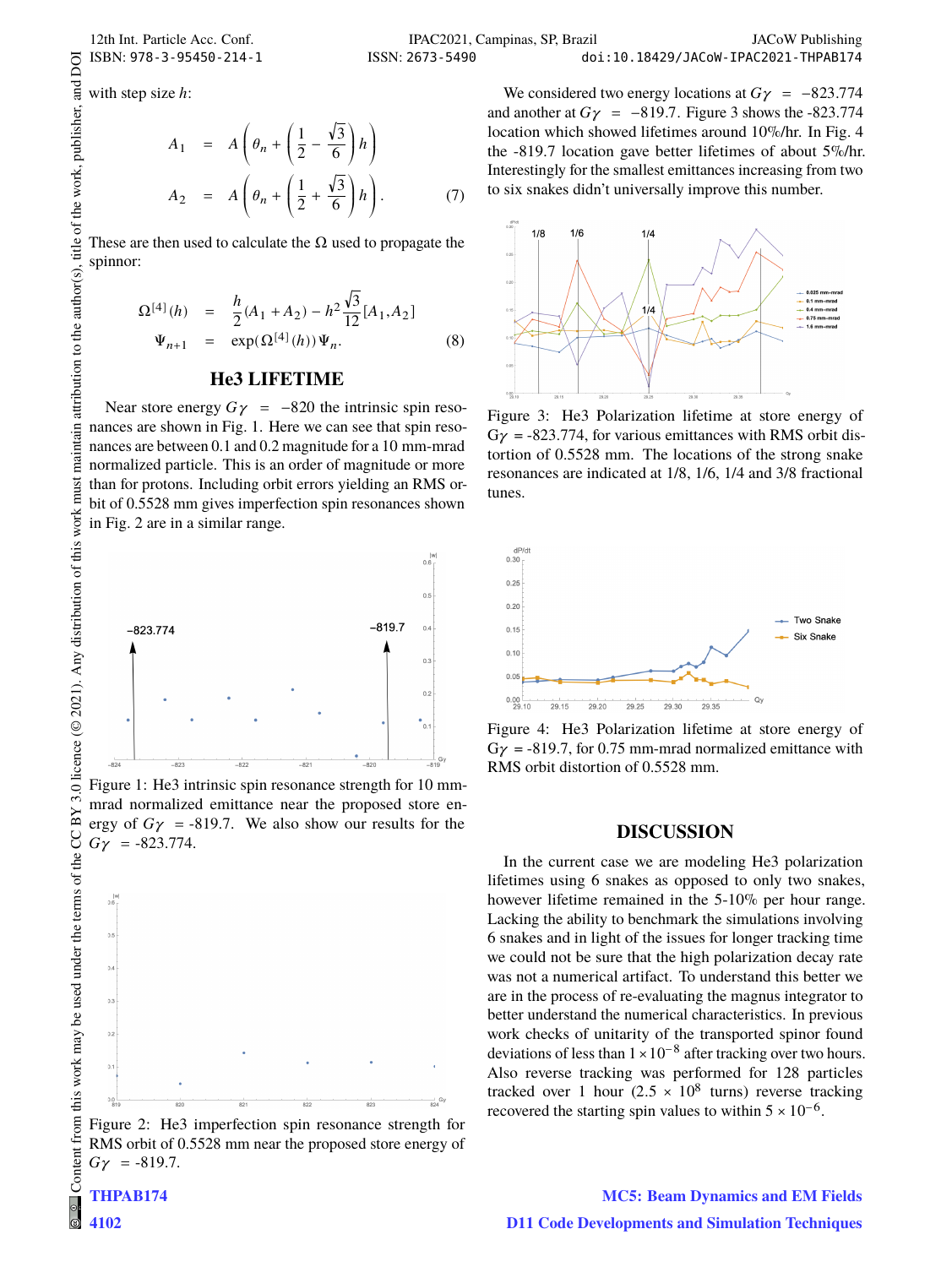with step size $h$:

$$A_1 = A\left(\theta_n + \left(\frac{1}{2} - \frac{\sqrt{3}}{6}\right)h\right)$$

$$A_2 = A\left(\theta_n + \left(\frac{1}{2} + \frac{\sqrt{3}}{6}\right)h\right). \quad (7)$$

These are then used to calculate the $\Omega$ used to propagate the spinnor:

$$\Omega^{[4]}(h) = \frac{h}{2}(A_1 + A_2) - h^2\frac{\sqrt{3}}{12}[A_1, A_2]$$

$$\Psi_{n+1} = \exp(\Omega^{[4]}(h))\Psi_n. \quad (8)$$

## He3 LIFETIME

Near store energy $G\gamma = -820$ the intrinsic spin resonances are shown in Fig. 1. Here we can see that spin resonances are between 0.1 and 0.2 magnitude for a 10 mm-mrad normalized particle. This is an order of magnitude or more than for protons. Including orbit errors yielding an RMS orbit of 0.5528 mm gives imperfection spin resonances shown in Fig. 2 are in a similar range.

Figure 1: He3 intrinsic spin resonance strength for 10 mm-mrad normalized emittance near the proposed store energy of $G\gamma$ = -819.7. We also show our results for the $G\gamma$ = -823.774.

Figure 2: He3 imperfection spin resonance strength for RMS orbit of 0.5528 mm near the proposed store energy of $G\gamma$ = -819.7.

We considered two energy locations at $G\gamma = -823.774$ and another at $G\gamma = -819.7$. Figure 3 shows the -823.774 location which showed lifetimes around 10%/hr. In Fig. 4 the -819.7 location gave better lifetimes of about 5%/hr. Interestingly for the smallest emittances increasing from two to six snakes didn't universally improve this number.

Figure 3: He3 Polarization lifetime at store energy of $G\gamma$ = -823.774, for various emittances with RMS orbit distortion of 0.5528 mm. The locations of the strong snake resonances are indicated at 1/8, 1/6, 1/4 and 3/8 fractional tunes.

Figure 4: He3 Polarization lifetime at store energy of $G\gamma$ = -819.7, for 0.75 mm-mrad normalized emittance with RMS orbit distortion of 0.5528 mm.

## DISCUSSION

In the current case we are modeling He3 polarization lifetimes using 6 snakes as opposed to only two snakes, however lifetime remained in the 5-10% per hour range. Lacking the ability to benchmark the simulations involving 6 snakes and in light of the issues for longer tracking time we could not be sure that the high polarization decay rate was not a numerical artifact. To understand this better we are in the process of re-evaluating the magnus integrator to better understand the numerical characteristics. In previous work checks of unitarity of the transported spinor found deviations of less than $1 \times 10^{-8}$ after tracking over two hours. Also reverse tracking was performed for 128 particles tracked over 1 hour ($2.5 \times 10^8$ turns) reverse tracking recovered the starting spin values to within $5 \times 10^{-6}$.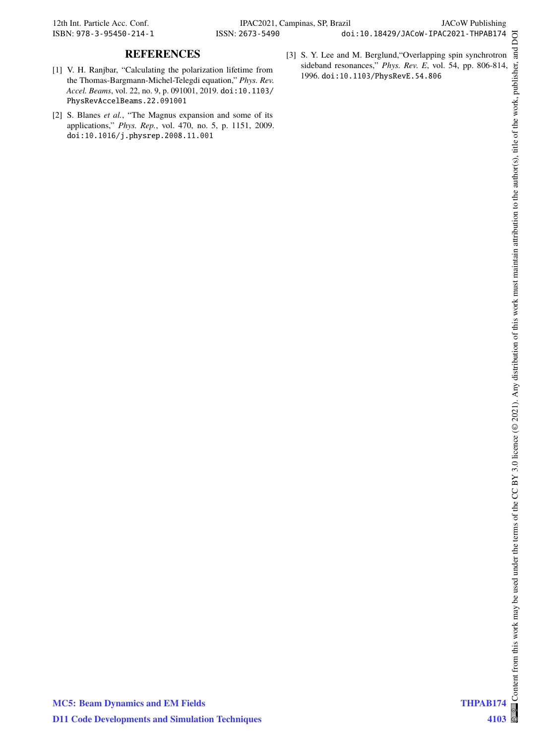## REFERENCES

[1] V. H. Ranjbar, "Calculating the polarization lifetime from the Thomas-Bargmann-Michel-Telegdi equation," *Phys. Rev. Accel. Beams*, vol. 22, no. 9, p. 091001, 2019. doi:10.1103/PhysRevAccelBeams.22.091001

[2] S. Blanes *et al.*, "The Magnus expansion and some of its applications," *Phys. Rep.*, vol. 470, no. 5, p. 1151, 2009. doi:10.1016/j.physrep.2008.11.001

[3] S. Y. Lee and M. Berglund,"Overlapping spin synchrotron sideband resonances," *Phys. Rev. E*, vol. 54, pp. 806-814, 1996. doi:10.1103/PhysRevE.54.806